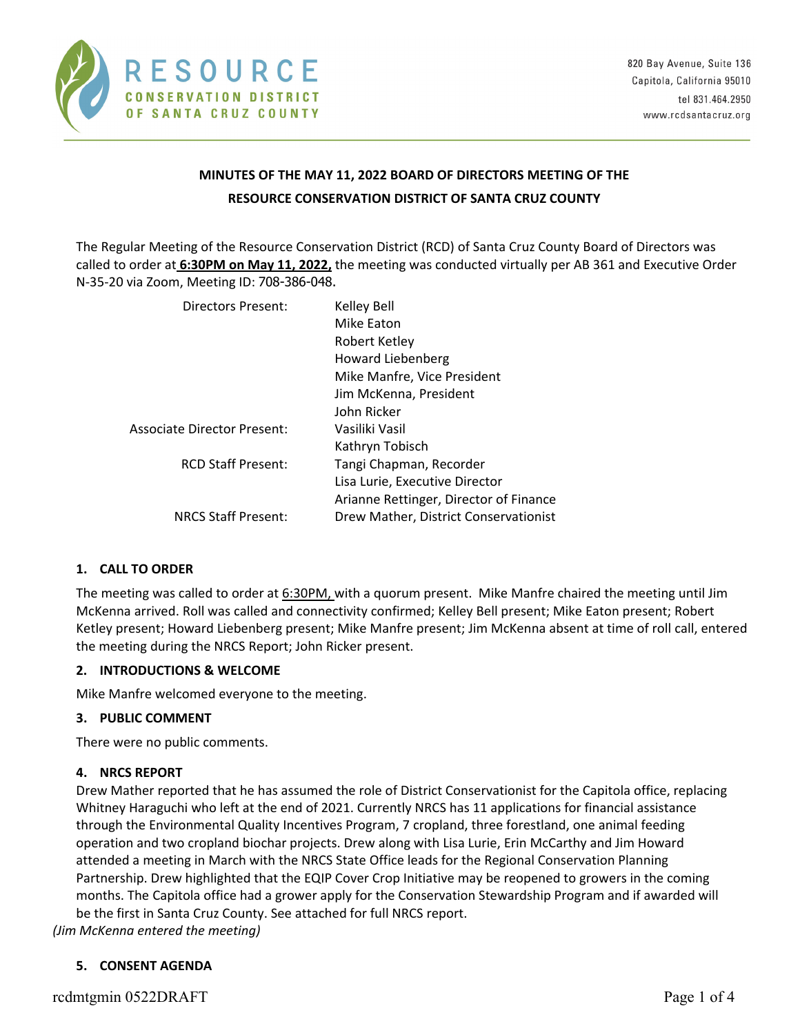RESOURCE CONSERVATION DISTRICT OF SANTA CRUZ COUNTY

820 Bay Avenue, Suite 136
Capitola, California 95010
tel 831.464.2950
www.rcdsantacruz.org

**MINUTES OF THE MAY 11, 2022 BOARD OF DIRECTORS MEETING OF THE RESOURCE CONSERVATION DISTRICT OF SANTA CRUZ COUNTY**

The Regular Meeting of the Resource Conservation District (RCD) of Santa Cruz County Board of Directors was called to order at **6:30PM on May 11, 2022,** the meeting was conducted virtually per AB 361 and Executive Order N-35-20 via Zoom, Meeting ID: 708-386-048.

| | |
|---|---|
| Directors Present: | Kelley Bell |
| | Mike Eaton |
| | Robert Ketley |
| | Howard Liebenberg |
| | Mike Manfre, Vice President |
| | Jim McKenna, President |
| | John Ricker |
| Associate Director Present: | Vasiliki Vasil |
| | Kathryn Tobisch |
| RCD Staff Present: | Tangi Chapman, Recorder |
| | Lisa Lurie, Executive Director |
| | Arianne Rettinger, Director of Finance |
| NRCS Staff Present: | Drew Mather, District Conservationist |

### 1. CALL TO ORDER

The meeting was called to order at 6:30PM, with a quorum present. Mike Manfre chaired the meeting until Jim McKenna arrived. Roll was called and connectivity confirmed; Kelley Bell present; Mike Eaton present; Robert Ketley present; Howard Liebenberg present; Mike Manfre present; Jim McKenna absent at time of roll call, entered the meeting during the NRCS Report; John Ricker present.

### 2. INTRODUCTIONS & WELCOME

Mike Manfre welcomed everyone to the meeting.

### 3. PUBLIC COMMENT

There were no public comments.

### 4. NRCS REPORT

Drew Mather reported that he has assumed the role of District Conservationist for the Capitola office, replacing Whitney Haraguchi who left at the end of 2021. Currently NRCS has 11 applications for financial assistance through the Environmental Quality Incentives Program, 7 cropland, three forestland, one animal feeding operation and two cropland biochar projects. Drew along with Lisa Lurie, Erin McCarthy and Jim Howard attended a meeting in March with the NRCS State Office leads for the Regional Conservation Planning Partnership. Drew highlighted that the EQIP Cover Crop Initiative may be reopened to growers in the coming months. The Capitola office had a grower apply for the Conservation Stewardship Program and if awarded will be the first in Santa Cruz County. See attached for full NRCS report.

*(Jim McKenna entered the meeting)*

### 5. CONSENT AGENDA

rcdmtgmin 0522DRAFT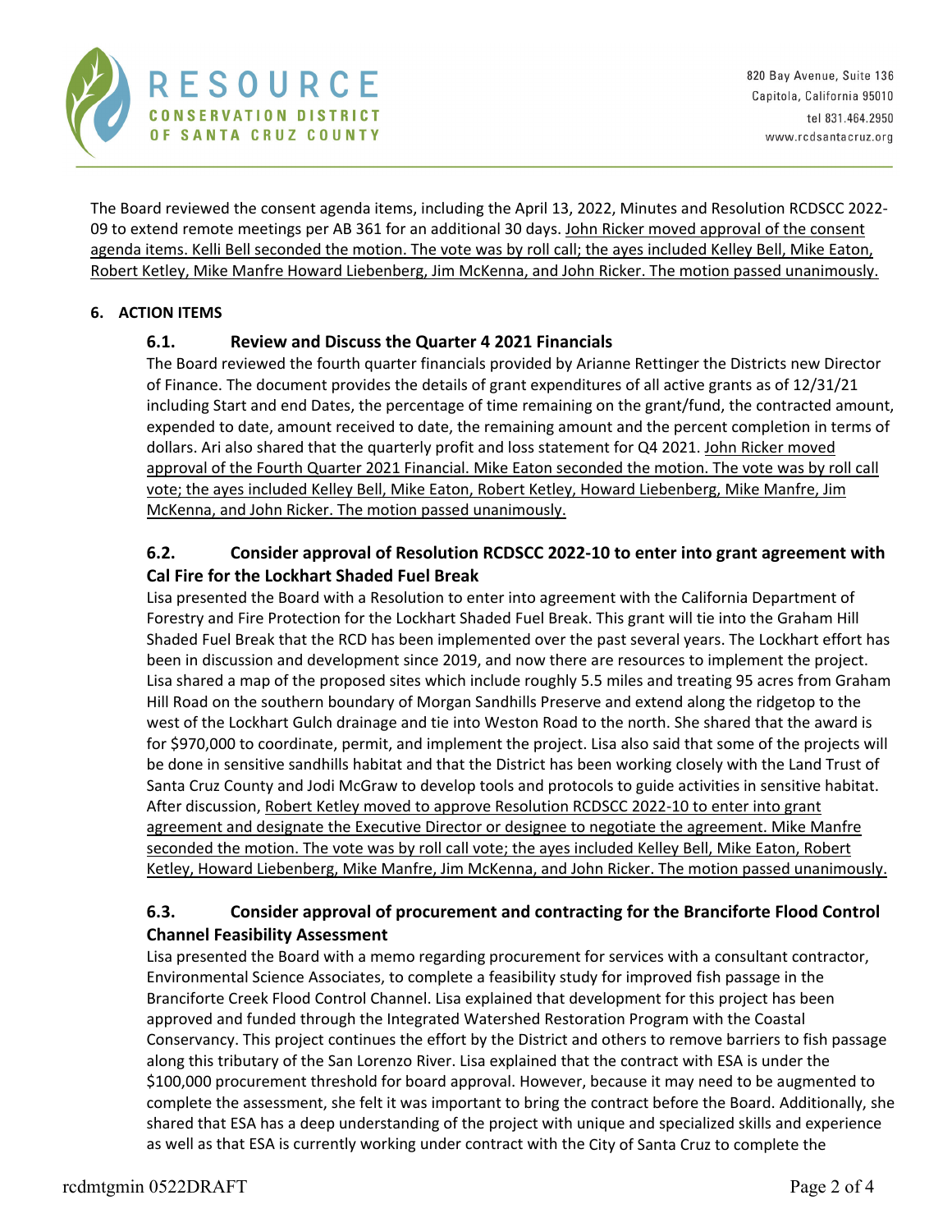The Board reviewed the consent agenda items, including the April 13, 2022, Minutes and Resolution RCDSCC 2022-09 to extend remote meetings per AB 361 for an additional 30 days. <u>John Ricker moved approval of the consent agenda items. Kelli Bell seconded the motion. The vote was by roll call; the ayes included Kelley Bell, Mike Eaton, Robert Ketley, Mike Manfre Howard Liebenberg, Jim McKenna, and John Ricker. The motion passed unanimously.</u>

**6. ACTION ITEMS**

### 6.1. Review and Discuss the Quarter 4 2021 Financials

The Board reviewed the fourth quarter financials provided by Arianne Rettinger the Districts new Director of Finance. The document provides the details of grant expenditures of all active grants as of 12/31/21 including Start and end Dates, the percentage of time remaining on the grant/fund, the contracted amount, expended to date, amount received to date, the remaining amount and the percent completion in terms of dollars. Ari also shared that the quarterly profit and loss statement for Q4 2021. <u>John Ricker moved approval of the Fourth Quarter 2021 Financial. Mike Eaton seconded the motion. The vote was by roll call vote; the ayes included Kelley Bell, Mike Eaton, Robert Ketley, Howard Liebenberg, Mike Manfre, Jim McKenna, and John Ricker. The motion passed unanimously.</u>

### 6.2. Consider approval of Resolution RCDSCC 2022-10 to enter into grant agreement with Cal Fire for the Lockhart Shaded Fuel Break

Lisa presented the Board with a Resolution to enter into agreement with the California Department of Forestry and Fire Protection for the Lockhart Shaded Fuel Break. This grant will tie into the Graham Hill Shaded Fuel Break that the RCD has been implemented over the past several years. The Lockhart effort has been in discussion and development since 2019, and now there are resources to implement the project. Lisa shared a map of the proposed sites which include roughly 5.5 miles and treating 95 acres from Graham Hill Road on the southern boundary of Morgan Sandhills Preserve and extend along the ridgetop to the west of the Lockhart Gulch drainage and tie into Weston Road to the north. She shared that the award is for $970,000 to coordinate, permit, and implement the project. Lisa also said that some of the projects will be done in sensitive sandhills habitat and that the District has been working closely with the Land Trust of Santa Cruz County and Jodi McGraw to develop tools and protocols to guide activities in sensitive habitat. After discussion, <u>Robert Ketley moved to approve Resolution RCDSCC 2022-10 to enter into grant agreement and designate the Executive Director or designee to negotiate the agreement. Mike Manfre seconded the motion. The vote was by roll call vote; the ayes included Kelley Bell, Mike Eaton, Robert Ketley, Howard Liebenberg, Mike Manfre, Jim McKenna, and John Ricker. The motion passed unanimously.</u>

### 6.3. Consider approval of procurement and contracting for the Branciforte Flood Control Channel Feasibility Assessment

Lisa presented the Board with a memo regarding procurement for services with a consultant contractor, Environmental Science Associates, to complete a feasibility study for improved fish passage in the Branciforte Creek Flood Control Channel. Lisa explained that development for this project has been approved and funded through the Integrated Watershed Restoration Program with the Coastal Conservancy. This project continues the effort by the District and others to remove barriers to fish passage along this tributary of the San Lorenzo River. Lisa explained that the contract with ESA is under the $100,000 procurement threshold for board approval. However, because it may need to be augmented to complete the assessment, she felt it was important to bring the contract before the Board. Additionally, she shared that ESA has a deep understanding of the project with unique and specialized skills and experience as well as that ESA is currently working under contract with the City of Santa Cruz to complete the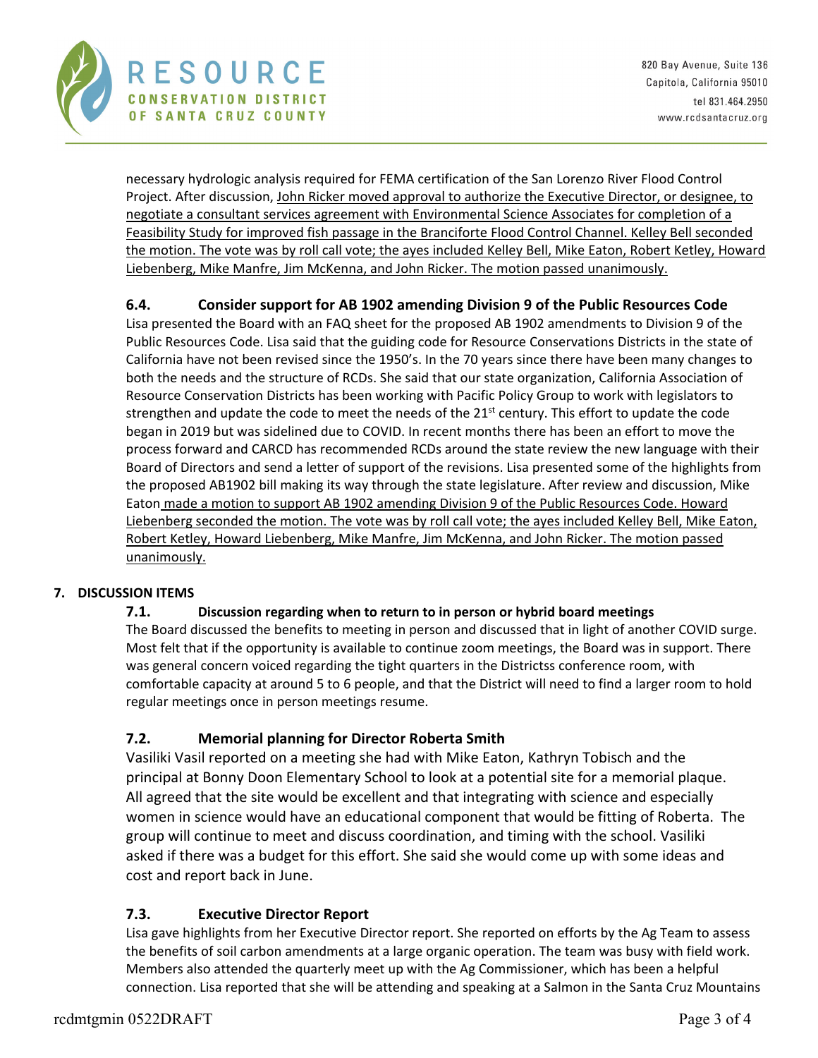necessary hydrologic analysis required for FEMA certification of the San Lorenzo River Flood Control Project. After discussion, John Ricker moved approval to authorize the Executive Director, or designee, to negotiate a consultant services agreement with Environmental Science Associates for completion of a Feasibility Study for improved fish passage in the Branciforte Flood Control Channel. Kelley Bell seconded the motion. The vote was by roll call vote; the ayes included Kelley Bell, Mike Eaton, Robert Ketley, Howard Liebenberg, Mike Manfre, Jim McKenna, and John Ricker. The motion passed unanimously.

### 6.4. Consider support for AB 1902 amending Division 9 of the Public Resources Code

Lisa presented the Board with an FAQ sheet for the proposed AB 1902 amendments to Division 9 of the Public Resources Code. Lisa said that the guiding code for Resource Conservations Districts in the state of California have not been revised since the 1950's. In the 70 years since there have been many changes to both the needs and the structure of RCDs. She said that our state organization, California Association of Resource Conservation Districts has been working with Pacific Policy Group to work with legislators to strengthen and update the code to meet the needs of the 21st century. This effort to update the code began in 2019 but was sidelined due to COVID. In recent months there has been an effort to move the process forward and CARCD has recommended RCDs around the state review the new language with their Board of Directors and send a letter of support of the revisions. Lisa presented some of the highlights from the proposed AB1902 bill making its way through the state legislature. After review and discussion, Mike Eaton made a motion to support AB 1902 amending Division 9 of the Public Resources Code. Howard Liebenberg seconded the motion. The vote was by roll call vote; the ayes included Kelley Bell, Mike Eaton, Robert Ketley, Howard Liebenberg, Mike Manfre, Jim McKenna, and John Ricker. The motion passed unanimously.

## 7. DISCUSSION ITEMS

### 7.1. Discussion regarding when to return to in person or hybrid board meetings

The Board discussed the benefits to meeting in person and discussed that in light of another COVID surge. Most felt that if the opportunity is available to continue zoom meetings, the Board was in support. There was general concern voiced regarding the tight quarters in the Districtss conference room, with comfortable capacity at around 5 to 6 people, and that the District will need to find a larger room to hold regular meetings once in person meetings resume.

### 7.2. Memorial planning for Director Roberta Smith

Vasiliki Vasil reported on a meeting she had with Mike Eaton, Kathryn Tobisch and the principal at Bonny Doon Elementary School to look at a potential site for a memorial plaque. All agreed that the site would be excellent and that integrating with science and especially women in science would have an educational component that would be fitting of Roberta. The group will continue to meet and discuss coordination, and timing with the school. Vasiliki asked if there was a budget for this effort. She said she would come up with some ideas and cost and report back in June.

### 7.3. Executive Director Report

Lisa gave highlights from her Executive Director report. She reported on efforts by the Ag Team to assess the benefits of soil carbon amendments at a large organic operation. The team was busy with field work. Members also attended the quarterly meet up with the Ag Commissioner, which has been a helpful connection. Lisa reported that she will be attending and speaking at a Salmon in the Santa Cruz Mountains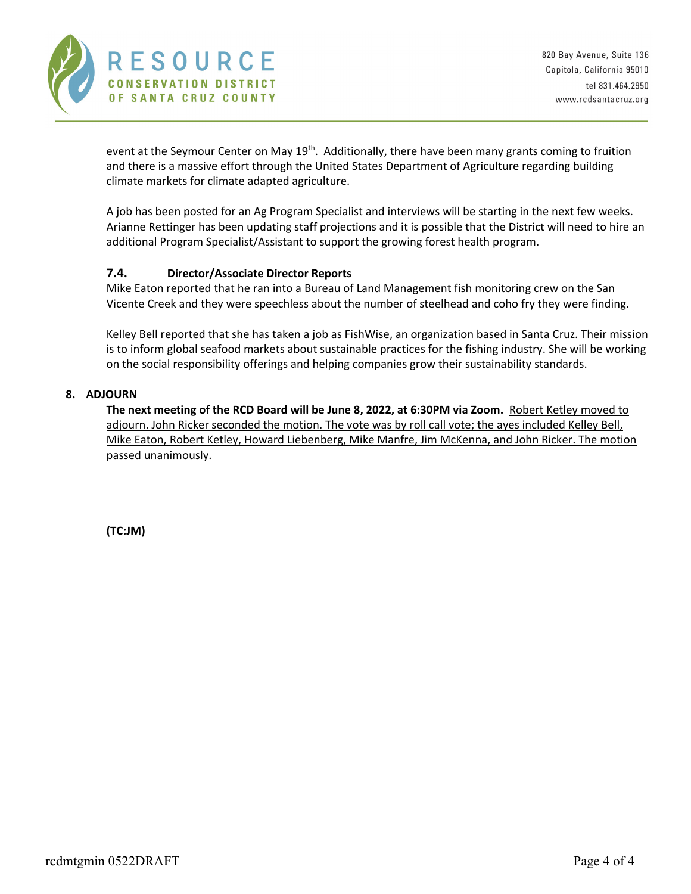event at the Seymour Center on May 19th. Additionally, there have been many grants coming to fruition and there is a massive effort through the United States Department of Agriculture regarding building climate markets for climate adapted agriculture.

A job has been posted for an Ag Program Specialist and interviews will be starting in the next few weeks. Arianne Rettinger has been updating staff projections and it is possible that the District will need to hire an additional Program Specialist/Assistant to support the growing forest health program.

### 7.4. Director/Associate Director Reports

Mike Eaton reported that he ran into a Bureau of Land Management fish monitoring crew on the San Vicente Creek and they were speechless about the number of steelhead and coho fry they were finding.

Kelley Bell reported that she has taken a job as FishWise, an organization based in Santa Cruz. Their mission is to inform global seafood markets about sustainable practices for the fishing industry. She will be working on the social responsibility offerings and helping companies grow their sustainability standards.

## 8. ADJOURN

**The next meeting of the RCD Board will be June 8, 2022, at 6:30PM via Zoom.** Robert Ketley moved to adjourn. John Ricker seconded the motion. The vote was by roll call vote; the ayes included Kelley Bell, Mike Eaton, Robert Ketley, Howard Liebenberg, Mike Manfre, Jim McKenna, and John Ricker. The motion passed unanimously.

**(TC:JM)**

rcdmtgmin 0522DRAFT